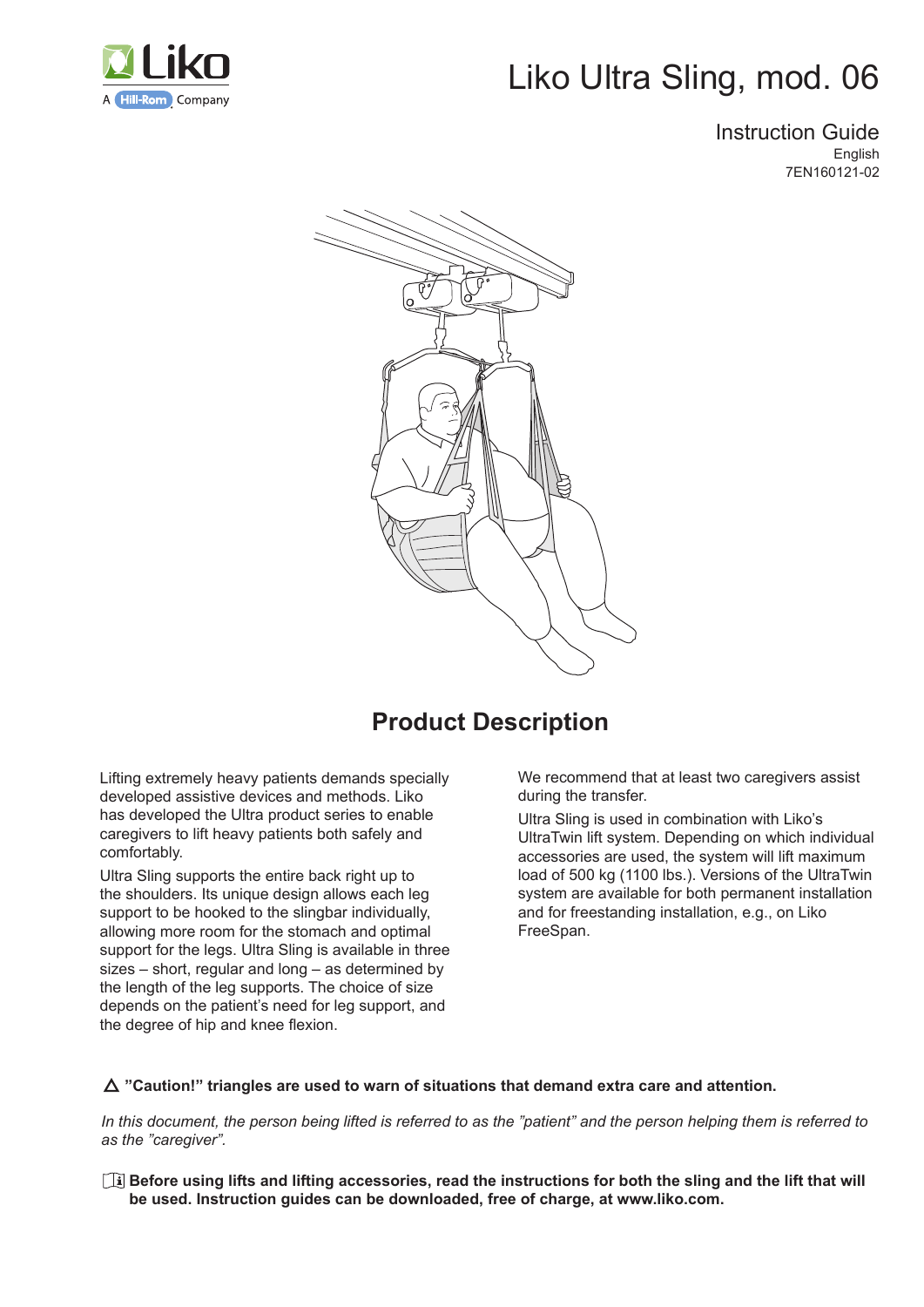Liko
A Hill-Rom Company

# Liko Ultra Sling, mod. 06

Instruction Guide
English
7EN160121-02

## Product Description

Lifting extremely heavy patients demands specially developed assistive devices and methods. Liko has developed the Ultra product series to enable caregivers to lift heavy patients both safely and comfortably.

Ultra Sling supports the entire back right up to the shoulders. Its unique design allows each leg support to be hooked to the slingbar individually, allowing more room for the stomach and optimal support for the legs. Ultra Sling is available in three sizes – short, regular and long – as determined by the length of the leg supports. The choice of size depends on the patient's need for leg support, and the degree of hip and knee flexion.

We recommend that at least two caregivers assist during the transfer.

Ultra Sling is used in combination with Liko's UltraTwin lift system. Depending on which individual accessories are used, the system will lift maximum load of 500 kg (1100 lbs.). Versions of the UltraTwin system are available for both permanent installation and for freestanding installation, e.g., on Liko FreeSpan.

△ **"Caution!" triangles are used to warn of situations that demand extra care and attention.**

*In this document, the person being lifted is referred to as the "patient" and the person helping them is referred to as the "caregiver".*

**Before using lifts and lifting accessories, read the instructions for both the sling and the lift that will be used. Instruction guides can be downloaded, free of charge, at www.liko.com.**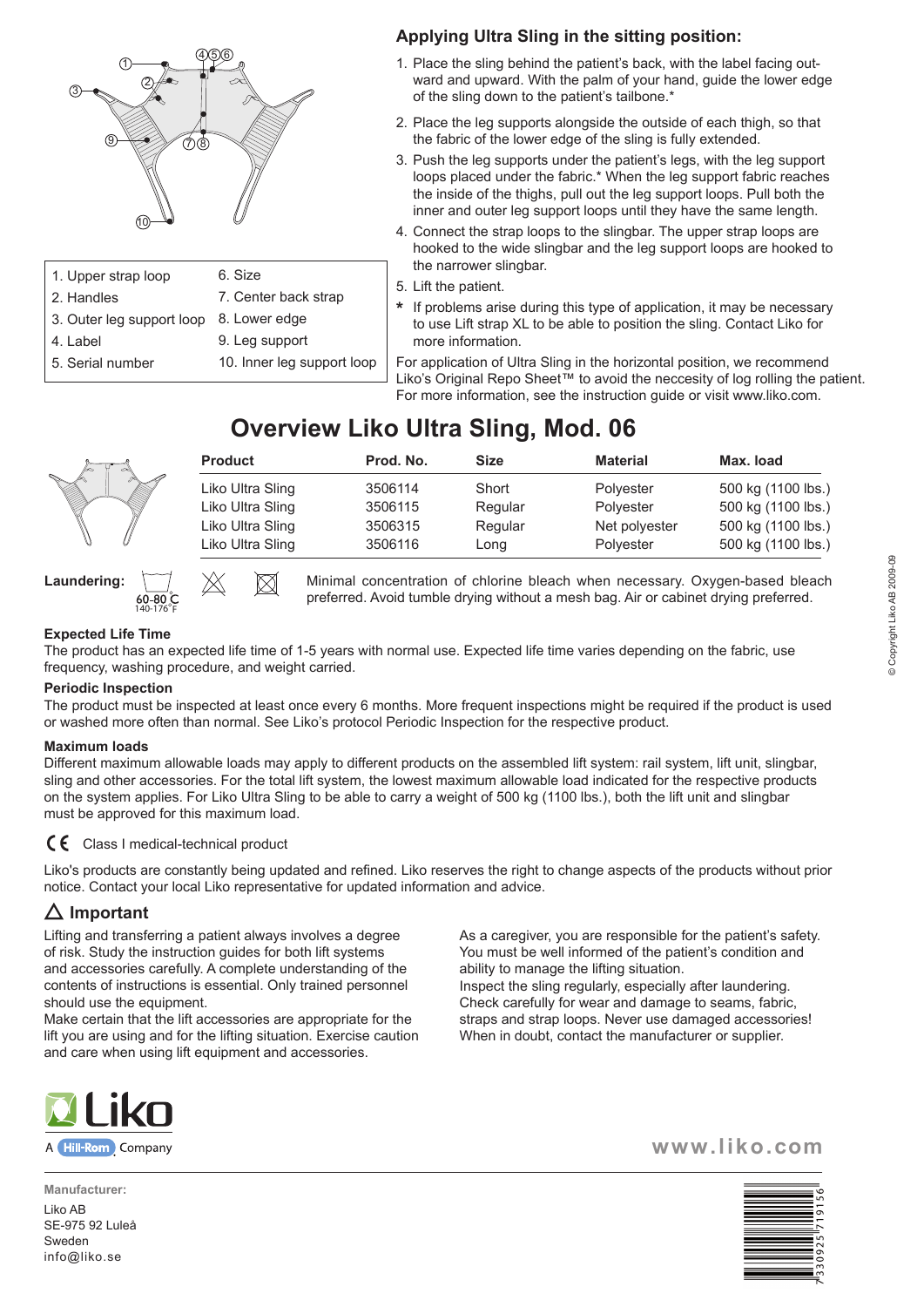| | |
|---|---|
| 1. Upper strap loop | 6. Size |
| 2. Handles | 7. Center back strap |
| 3. Outer leg support loop | 8. Lower edge |
| 4. Label | 9. Leg support |
| 5. Serial number | 10. Inner leg support loop |

## Applying Ultra Sling in the sitting position:

1. Place the sling behind the patient's back, with the label facing outward and upward. With the palm of your hand, guide the lower edge of the sling down to the patient's tailbone.*
2. Place the leg supports alongside the outside of each thigh, so that the fabric of the lower edge of the sling is fully extended.
3. Push the leg supports under the patient's legs, with the leg support loops placed under the fabric.* When the leg support fabric reaches the inside of the thighs, pull out the leg support loops. Pull both the inner and outer leg support loops until they have the same length.
4. Connect the strap loops to the slingbar. The upper strap loops are hooked to the wide slingbar and the leg support loops are hooked to the narrower slingbar.
5. Lift the patient.

\* If problems arise during this type of application, it may be necessary to use Lift strap XL to be able to position the sling. Contact Liko for more information.

For application of Ultra Sling in the horizontal position, we recommend Liko's Original Repo Sheet™ to avoid the neccesity of log rolling the patient. For more information, see the instruction guide or visit www.liko.com.

# Overview Liko Ultra Sling, Mod. 06

| Product | Prod. No. | Size | Material | Max. load |
|---|---|---|---|---|
| Liko Ultra Sling | 3506114 | Short | Polyester | 500 kg (1100 lbs.) |
| Liko Ultra Sling | 3506115 | Regular | Polyester | 500 kg (1100 lbs.) |
| Liko Ultra Sling | 3506315 | Regular | Net polyester | 500 kg (1100 lbs.) |
| Liko Ultra Sling | 3506116 | Long | Polyester | 500 kg (1100 lbs.) |

**Laundering:** 60-80 °C 140-176°F

Minimal concentration of chlorine bleach when necessary. Oxygen-based bleach preferred. Avoid tumble drying without a mesh bag. Air or cabinet drying preferred.

**Expected Life Time**

The product has an expected life time of 1-5 years with normal use. Expected life time varies depending on the fabric, use frequency, washing procedure, and weight carried.

**Periodic Inspection**

The product must be inspected at least once every 6 months. More frequent inspections might be required if the product is used or washed more often than normal. See Liko's protocol Periodic Inspection for the respective product.

**Maximum loads**

Different maximum allowable loads may apply to different products on the assembled lift system: rail system, lift unit, slingbar, sling and other accessories. For the total lift system, the lowest maximum allowable load indicated for the respective products on the system applies. For Liko Ultra Sling to be able to carry a weight of 500 kg (1100 lbs.), both the lift unit and slingbar must be approved for this maximum load.

CE Class I medical-technical product

Liko's products are constantly being updated and refined. Liko reserves the right to change aspects of the products without prior notice. Contact your local Liko representative for updated information and advice.

## △ Important

Lifting and transferring a patient always involves a degree of risk. Study the instruction guides for both lift systems and accessories carefully. A complete understanding of the contents of instructions is essential. Only trained personnel should use the equipment.
Make certain that the lift accessories are appropriate for the lift you are using and for the lifting situation. Exercise caution and care when using lift equipment and accessories.

As a caregiver, you are responsible for the patient's safety. You must be well informed of the patient's condition and ability to manage the lifting situation.
Inspect the sling regularly, especially after laundering. Check carefully for wear and damage to seams, fabric, straps and strap loops. Never use damaged accessories! When in doubt, contact the manufacturer or supplier.

Liko
A Hill-Rom Company

www.liko.com

**Manufacturer:**
Liko AB
SE-975 92 Luleå
Sweden
info@liko.se

© Copyright Liko AB 2009-09

7330925719156